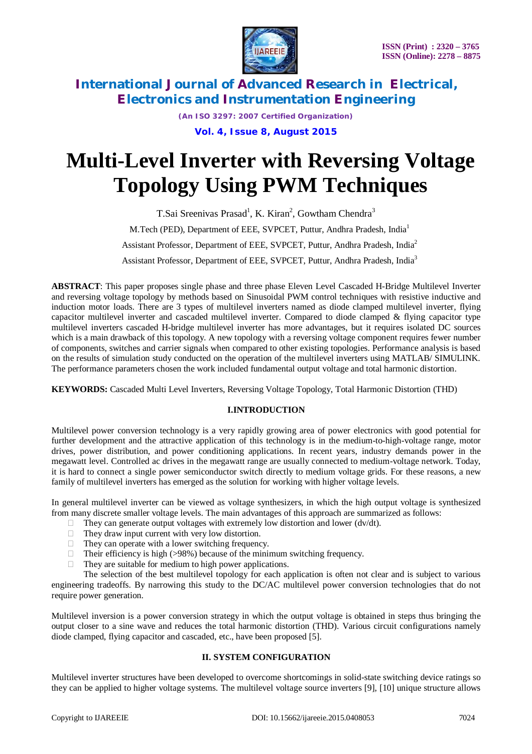# Multi-Level Inverter with Reversing Voltage Topology Using PWM Techniques

T.Sai Sreenivas Prasad[1], K. Kiran[2], Gowtham Chendra[3]

M.Tech (PED), Department of EEE, SVPCET, Puttur, Andhra Pradesh, India[1]

Assistant Professor, Department of EEE, SVPCET, Puttur, Andhra Pradesh, India[2]

Assistant Professor, Department of EEE, SVPCET, Puttur, Andhra Pradesh, India[3]

**ABSTRACT**: This paper proposes single phase and three phase Eleven Level Cascaded H-Bridge Multilevel Inverter and reversing voltage topology by methods based on Sinusoidal PWM control techniques with resistive inductive and induction motor loads. There are 3 types of multilevel inverters named as diode clamped multilevel inverter, flying capacitor multilevel inverter and cascaded multilevel inverter. Compared to diode clamped & flying capacitor type multilevel inverters cascaded H-bridge multilevel inverter has more advantages, but it requires isolated DC sources which is a main drawback of this topology. A new topology with a reversing voltage component requires fewer number of components, switches and carrier signals when compared to other existing topologies. Performance analysis is based on the results of simulation study conducted on the operation of the multilevel inverters using MATLAB/ SIMULINK. The performance parameters chosen the work included fundamental output voltage and total harmonic distortion.

**KEYWORDS:** Cascaded Multi Level Inverters, Reversing Voltage Topology, Total Harmonic Distortion (THD)

## I.INTRODUCTION

Multilevel power conversion technology is a very rapidly growing area of power electronics with good potential for further development and the attractive application of this technology is in the medium-to-high-voltage range, motor drives, power distribution, and power conditioning applications. In recent years, industry demands power in the megawatt level. Controlled ac drives in the megawatt range are usually connected to medium-voltage network. Today, it is hard to connect a single power semiconductor switch directly to medium voltage grids. For these reasons, a new family of multilevel inverters has emerged as the solution for working with higher voltage levels.

In general multilevel inverter can be viewed as voltage synthesizers, in which the high output voltage is synthesized from many discrete smaller voltage levels. The main advantages of this approach are summarized as follows:

- They can generate output voltages with extremely low distortion and lower (dv/dt).
- They draw input current with very low distortion.
- They can operate with a lower switching frequency.
- Their efficiency is high (>98%) because of the minimum switching frequency.
- They are suitable for medium to high power applications.

The selection of the best multilevel topology for each application is often not clear and is subject to various engineering tradeoffs. By narrowing this study to the DC/AC multilevel power conversion technologies that do not require power generation.

Multilevel inversion is a power conversion strategy in which the output voltage is obtained in steps thus bringing the output closer to a sine wave and reduces the total harmonic distortion (THD). Various circuit configurations namely diode clamped, flying capacitor and cascaded, etc., have been proposed [5].

## II. SYSTEM CONFIGURATION

Multilevel inverter structures have been developed to overcome shortcomings in solid-state switching device ratings so they can be applied to higher voltage systems. The multilevel voltage source inverters [9], [10] unique structure allows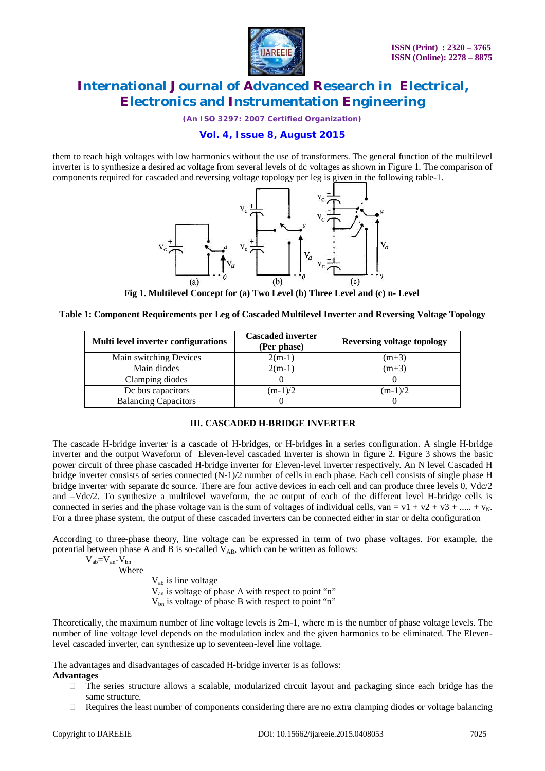them to reach high voltages with low harmonics without the use of transformers. The general function of the multilevel inverter is to synthesize a desired ac voltage from several levels of dc voltages as shown in Figure 1. The comparison of components required for cascaded and reversing voltage topology per leg is given in the following table-1.

**Fig 1. Multilevel Concept for (a) Two Level (b) Three Level and (c) n- Level**

**Table 1: Component Requirements per Leg of Cascaded Multilevel Inverter and Reversing Voltage Topology**

| Multi level inverter configurations | Cascaded inverter (Per phase) | Reversing voltage topology |
|---|---|---|
| Main switching Devices | 2(m-1) | (m+3) |
| Main diodes | 2(m-1) | (m+3) |
| Clamping diodes | 0 | 0 |
| Dc bus capacitors | (m-1)/2 | (m-1)/2 |
| Balancing Capacitors | 0 | 0 |

### III. CASCADED H-BRIDGE INVERTER

The cascade H-bridge inverter is a cascade of H-bridges, or H-bridges in a series configuration. A single H-bridge inverter and the output Waveform of Eleven-level cascaded Inverter is shown in figure 2. Figure 3 shows the basic power circuit of three phase cascaded H-bridge inverter for Eleven-level inverter respectively. An N level Cascaded H bridge inverter consists of series connected (N-1)/2 number of cells in each phase. Each cell consists of single phase H bridge inverter with separate dc source. There are four active devices in each cell and can produce three levels 0, Vdc/2 and –Vdc/2. To synthesize a multilevel waveform, the ac output of each of the different level H-bridge cells is connected in series and the phase voltage van is the sum of voltages of individual cells, $van = v1 + v2 + v3 + ..... + v_N$. For a three phase system, the output of these cascaded inverters can be connected either in star or delta configuration

According to three-phase theory, line voltage can be expressed in term of two phase voltages. For example, the potential between phase A and B is so-called $V_{AB}$, which can be written as follows:

$$V_{ab}=V_{an}-V_{bn}$$

Where

$V_{ab}$ is line voltage
$V_{an}$ is voltage of phase A with respect to point "n"
$V_{bn}$ is voltage of phase B with respect to point "n"

Theoretically, the maximum number of line voltage levels is 2m-1, where m is the number of phase voltage levels. The number of line voltage level depends on the modulation index and the given harmonics to be eliminated. The Eleven-level cascaded inverter, can synthesize up to seventeen-level line voltage.

The advantages and disadvantages of cascaded H-bridge inverter is as follows:

**Advantages**

- The series structure allows a scalable, modularized circuit layout and packaging since each bridge has the same structure.
- Requires the least number of components considering there are no extra clamping diodes or voltage balancing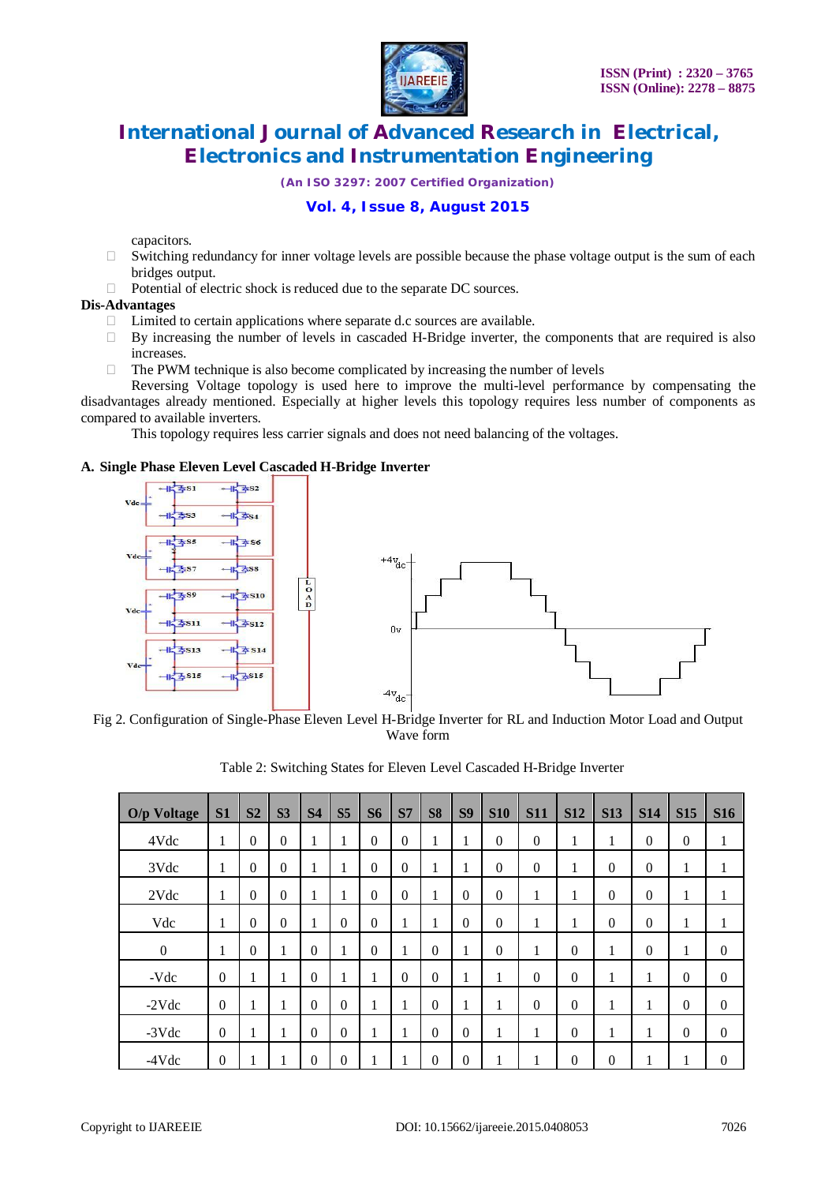capacitors.

- Switching redundancy for inner voltage levels are possible because the phase voltage output is the sum of each bridges output.
- Potential of electric shock is reduced due to the separate DC sources.

**Dis-Advantages**

- Limited to certain applications where separate d.c sources are available.
- By increasing the number of levels in cascaded H-Bridge inverter, the components that are required is also increases.
- The PWM technique is also become complicated by increasing the number of levels

Reversing Voltage topology is used here to improve the multi-level performance by compensating the disadvantages already mentioned. Especially at higher levels this topology requires less number of components as compared to available inverters.

This topology requires less carrier signals and does not need balancing of the voltages.

### A. Single Phase Eleven Level Cascaded H-Bridge Inverter

Fig 2. Configuration of Single-Phase Eleven Level H-Bridge Inverter for RL and Induction Motor Load and Output Wave form

Table 2: Switching States for Eleven Level Cascaded H-Bridge Inverter

| O/p Voltage | S1 | S2 | S3 | S4 | S5 | S6 | S7 | S8 | S9 | S10 | S11 | S12 | S13 | S14 | S15 | S16 |
|---|---|---|---|---|---|---|---|---|---|---|---|---|---|---|---|---|
| 4Vdc | 1 | 0 | 0 | 1 | 1 | 0 | 0 | 1 | 1 | 0 | 0 | 1 | 1 | 0 | 0 | 1 |
| 3Vdc | 1 | 0 | 0 | 1 | 1 | 0 | 0 | 1 | 1 | 0 | 0 | 1 | 0 | 0 | 1 | 1 |
| 2Vdc | 1 | 0 | 0 | 1 | 1 | 0 | 0 | 1 | 0 | 0 | 1 | 1 | 0 | 0 | 1 | 1 |
| Vdc | 1 | 0 | 0 | 1 | 0 | 0 | 1 | 1 | 0 | 0 | 1 | 1 | 0 | 0 | 1 | 1 |
| 0 | 1 | 0 | 1 | 0 | 1 | 0 | 1 | 0 | 1 | 0 | 1 | 0 | 1 | 0 | 1 | 0 |
| -Vdc | 0 | 1 | 1 | 0 | 1 | 1 | 0 | 0 | 1 | 1 | 0 | 0 | 1 | 1 | 0 | 0 |
| -2Vdc | 0 | 1 | 1 | 0 | 0 | 1 | 1 | 0 | 1 | 1 | 0 | 0 | 1 | 1 | 0 | 0 |
| -3Vdc | 0 | 1 | 1 | 0 | 0 | 1 | 1 | 0 | 0 | 1 | 1 | 0 | 1 | 1 | 0 | 0 |
| -4Vdc | 0 | 1 | 1 | 0 | 0 | 1 | 1 | 0 | 0 | 1 | 1 | 0 | 0 | 1 | 1 | 0 |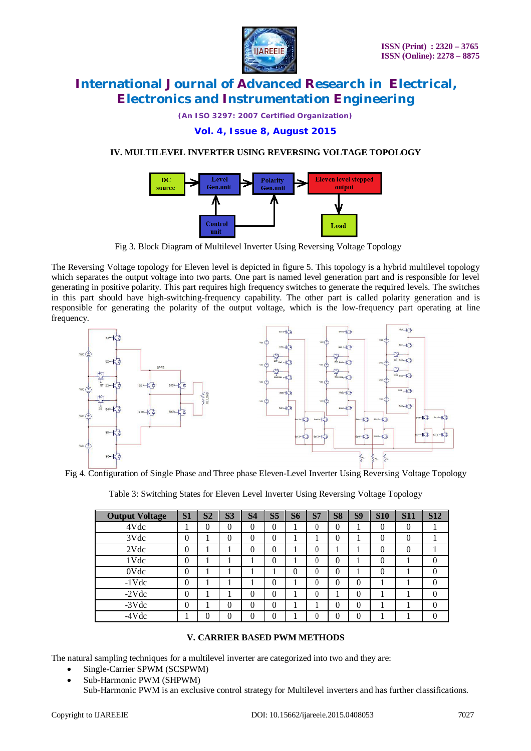## IV. MULTILEVEL INVERTER USING REVERSING VOLTAGE TOPOLOGY

Fig 3. Block Diagram of Multilevel Inverter Using Reversing Voltage Topology

The Reversing Voltage topology for Eleven level is depicted in figure 5. This topology is a hybrid multilevel topology which separates the output voltage into two parts. One part is named level generation part and is responsible for level generating in positive polarity. This part requires high frequency switches to generate the required levels. The switches in this part should have high-switching-frequency capability. The other part is called polarity generation and is responsible for generating the polarity of the output voltage, which is the low-frequency part operating at line frequency.

Fig 4. Configuration of Single Phase and Three phase Eleven-Level Inverter Using Reversing Voltage Topology

Table 3: Switching States for Eleven Level Inverter Using Reversing Voltage Topology

| Output Voltage | S1 | S2 | S3 | S4 | S5 | S6 | S7 | S8 | S9 | S10 | S11 | S12 |
|---|---|---|---|---|---|---|---|---|---|---|---|---|
| 4Vdc | 1 | 0 | 0 | 0 | 0 | 1 | 0 | 0 | 1 | 0 | 0 | 1 |
| 3Vdc | 0 | 1 | 0 | 0 | 0 | 1 | 1 | 0 | 1 | 0 | 0 | 1 |
| 2Vdc | 0 | 1 | 1 | 0 | 0 | 1 | 0 | 1 | 1 | 0 | 0 | 1 |
| 1Vdc | 0 | 1 | 1 | 1 | 0 | 1 | 0 | 0 | 1 | 0 | 1 | 0 |
| 0Vdc | 0 | 1 | 1 | 1 | 1 | 0 | 0 | 0 | 1 | 0 | 1 | 0 |
| -1Vdc | 0 | 1 | 1 | 1 | 0 | 1 | 0 | 0 | 0 | 1 | 1 | 0 |
| -2Vdc | 0 | 1 | 1 | 0 | 0 | 1 | 0 | 1 | 0 | 1 | 1 | 0 |
| -3Vdc | 0 | 1 | 0 | 0 | 0 | 1 | 1 | 0 | 0 | 1 | 1 | 0 |
| -4Vdc | 1 | 0 | 0 | 0 | 0 | 1 | 0 | 0 | 0 | 1 | 1 | 0 |

## V. CARRIER BASED PWM METHODS

The natural sampling techniques for a multilevel inverter are categorized into two and they are:

- Single-Carrier SPWM (SCSPWM)
- Sub-Harmonic PWM (SHPWM)
  Sub-Harmonic PWM is an exclusive control strategy for Multilevel inverters and has further classifications.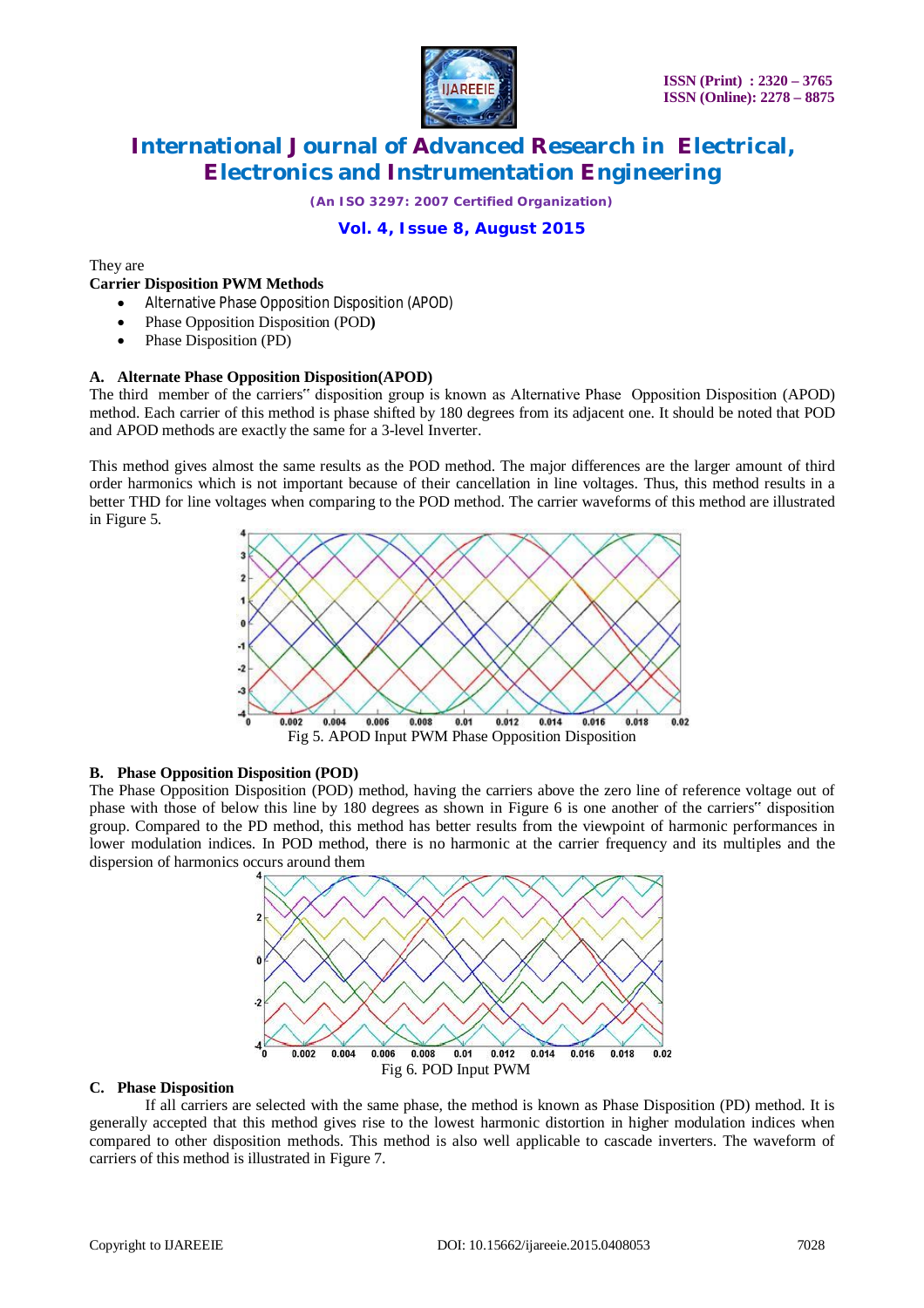They are

**Carrier Disposition PWM Methods**

- Alternative Phase Opposition Disposition (APOD)
- Phase Opposition Disposition (POD**)**
- Phase Disposition (PD)

### A. Alternate Phase Opposition Disposition(APOD)

The third member of the carriers" disposition group is known as Alternative Phase Opposition Disposition (APOD) method. Each carrier of this method is phase shifted by 180 degrees from its adjacent one. It should be noted that POD and APOD methods are exactly the same for a 3-level Inverter.

This method gives almost the same results as the POD method. The major differences are the larger amount of third order harmonics which is not important because of their cancellation in line voltages. Thus, this method results in a better THD for line voltages when comparing to the POD method. The carrier waveforms of this method are illustrated in Figure 5.

Fig 5. APOD Input PWM Phase Opposition Disposition

### B. Phase Opposition Disposition (POD)

The Phase Opposition Disposition (POD) method, having the carriers above the zero line of reference voltage out of phase with those of below this line by 180 degrees as shown in Figure 6 is one another of the carriers" disposition group. Compared to the PD method, this method has better results from the viewpoint of harmonic performances in lower modulation indices. In POD method, there is no harmonic at the carrier frequency and its multiples and the dispersion of harmonics occurs around them

Fig 6. POD Input PWM

### C. Phase Disposition

If all carriers are selected with the same phase, the method is known as Phase Disposition (PD) method. It is generally accepted that this method gives rise to the lowest harmonic distortion in higher modulation indices when compared to other disposition methods. This method is also well applicable to cascade inverters. The waveform of carriers of this method is illustrated in Figure 7.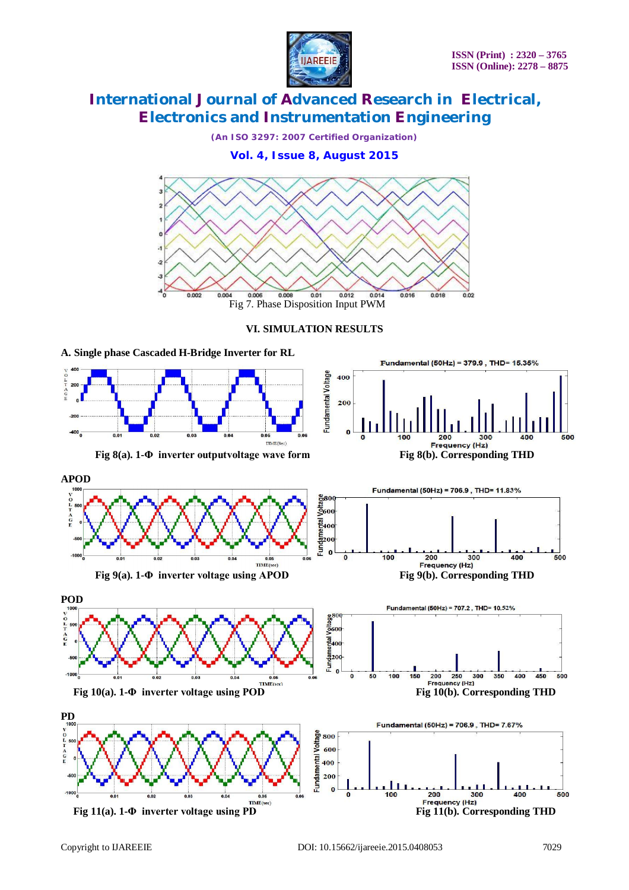Fig 7. Phase Disposition Input PWM

## VI. SIMULATION RESULTS

### A. Single phase Cascaded H-Bridge Inverter for RL

Fig 8(a). 1-Φ inverter outputvoltage wave form

Fundamental (50Hz) = 379.9 , THD= 15.35%

Fig 8(b). Corresponding THD

**APOD**

Fig 9(a). 1-Φ inverter voltage using APOD

Fundamental (50Hz) = 706.9 , THD= 11.83%

Fig 9(b). Corresponding THD

**POD**

Fig 10(a). 1-Φ inverter voltage using POD

Fundamental (50Hz) = 707.2 , THD= 10.52%

Fig 10(b). Corresponding THD

**PD**

Fig 11(a). 1-Φ inverter voltage using PD

Fundamental (50Hz) = 706.9 , THD= 7.67%

Fig 11(b). Corresponding THD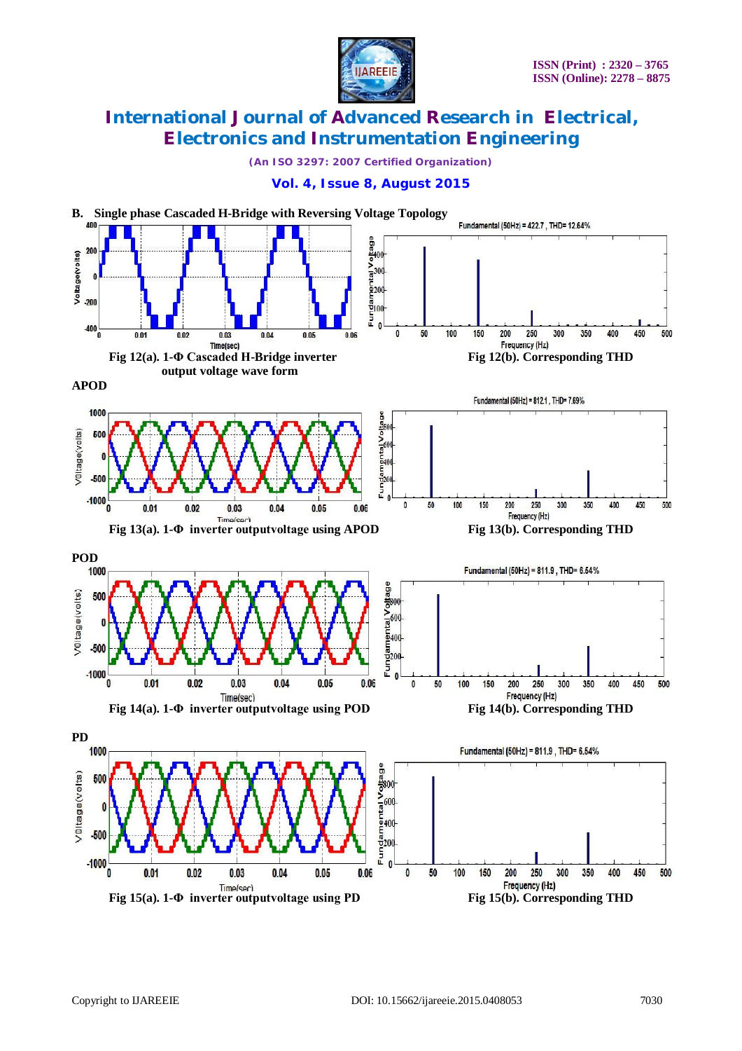**B. Single phase Cascaded H-Bridge with Reversing Voltage Topology**

Fig 12(a). 1-Φ Cascaded H-Bridge inverter output voltage wave form

Fig 12(b). Corresponding THD

**APOD**

Fig 13(a). 1-Φ inverter outputvoltage using APOD

Fig 13(b). Corresponding THD

**POD**

Fig 14(a). 1-Φ inverter outputvoltage using POD

Fig 14(b). Corresponding THD

**PD**

Fig 15(a). 1-Φ inverter outputvoltage using PD

Fig 15(b). Corresponding THD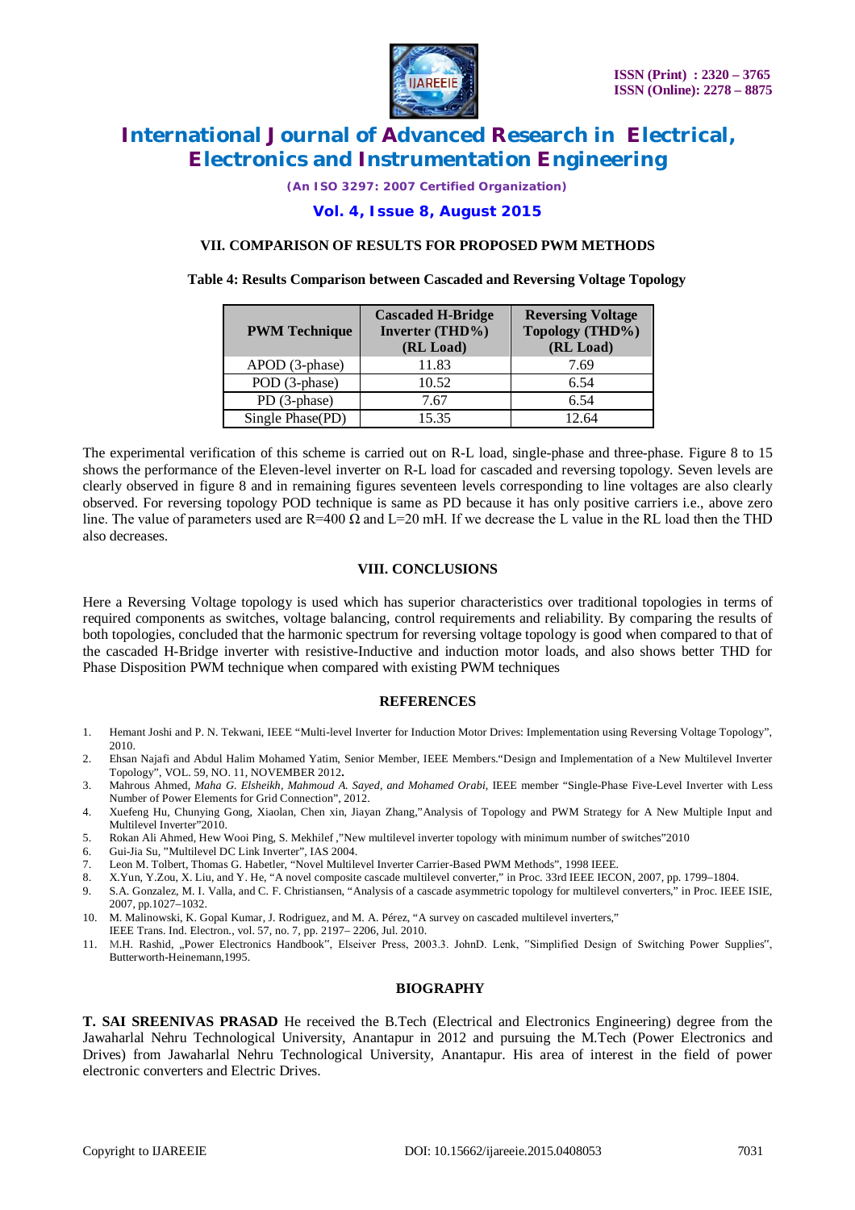## VII. COMPARISON OF RESULTS FOR PROPOSED PWM METHODS

**Table 4: Results Comparison between Cascaded and Reversing Voltage Topology**

| PWM Technique | Cascaded H-Bridge Inverter (THD%) (RL Load) | Reversing Voltage Topology (THD%) (RL Load) |
|---|---|---|
| APOD (3-phase) | 11.83 | 7.69 |
| POD (3-phase) | 10.52 | 6.54 |
| PD (3-phase) | 7.67 | 6.54 |
| Single Phase(PD) | 15.35 | 12.64 |

The experimental verification of this scheme is carried out on R-L load, single-phase and three-phase. Figure 8 to 15 shows the performance of the Eleven-level inverter on R-L load for cascaded and reversing topology. Seven levels are clearly observed in figure 8 and in remaining figures seventeen levels corresponding to line voltages are also clearly observed. For reversing topology POD technique is same as PD because it has only positive carriers i.e., above zero line. The value of parameters used are R=400 Ω and L=20 mH. If we decrease the L value in the RL load then the THD also decreases.

## VIII. CONCLUSIONS

Here a Reversing Voltage topology is used which has superior characteristics over traditional topologies in terms of required components as switches, voltage balancing, control requirements and reliability. By comparing the results of both topologies, concluded that the harmonic spectrum for reversing voltage topology is good when compared to that of the cascaded H-Bridge inverter with resistive-Inductive and induction motor loads, and also shows better THD for Phase Disposition PWM technique when compared with existing PWM techniques

## REFERENCES

1. Hemant Joshi and P. N. Tekwani, IEEE "Multi-level Inverter for Induction Motor Drives: Implementation using Reversing Voltage Topology", 2010.
2. Ehsan Najafi and Abdul Halim Mohamed Yatim, Senior Member, IEEE Members."Design and Implementation of a New Multilevel Inverter Topology", VOL. 59, NO. 11, NOVEMBER 2012**.**
3. Mahrous Ahmed, *Maha G. Elsheikh, Mahmoud A. Sayed, and Mohamed Orabi,* IEEE member "Single-Phase Five-Level Inverter with Less Number of Power Elements for Grid Connection", 2012.
4. Xuefeng Hu, Chunying Gong, Xiaolan, Chen xin, Jiayan Zhang,"Analysis of Topology and PWM Strategy for A New Multiple Input and Multilevel Inverter"2010.
5. Rokan Ali Ahmed, Hew Wooi Ping, S. Mekhilef ,"New multilevel inverter topology with minimum number of switches"2010
6. Gui-Jia Su, "Multilevel DC Link Inverter", IAS 2004.
7. Leon M. Tolbert, Thomas G. Habetler, "Novel Multilevel Inverter Carrier-Based PWM Methods", 1998 IEEE.
8. X.Yun, Y.Zou, X. Liu, and Y. He, "A novel composite cascade multilevel converter," in Proc. 33rd IEEE IECON, 2007, pp. 1799–1804.
9. S.A. Gonzalez, M. I. Valla, and C. F. Christiansen, "Analysis of a cascade asymmetric topology for multilevel converters," in Proc. IEEE ISIE, 2007, pp.1027–1032.
10. M. Malinowski, K. Gopal Kumar, J. Rodriguez, and M. A. Pérez, "A survey on cascaded multilevel inverters," IEEE Trans. Ind. Electron., vol. 57, no. 7, pp. 2197– 2206, Jul. 2010.
11. M.H. Rashid, „Power Electronics Handbook", Elseiver Press, 2003.3. JohnD. Lenk, "Simplified Design of Switching Power Supplies", Butterworth-Heinemann,1995.

## BIOGRAPHY

**T. SAI SREENIVAS PRASAD** He received the B.Tech (Electrical and Electronics Engineering) degree from the Jawaharlal Nehru Technological University, Anantapur in 2012 and pursuing the M.Tech (Power Electronics and Drives) from Jawaharlal Nehru Technological University, Anantapur. His area of interest in the field of power electronic converters and Electric Drives.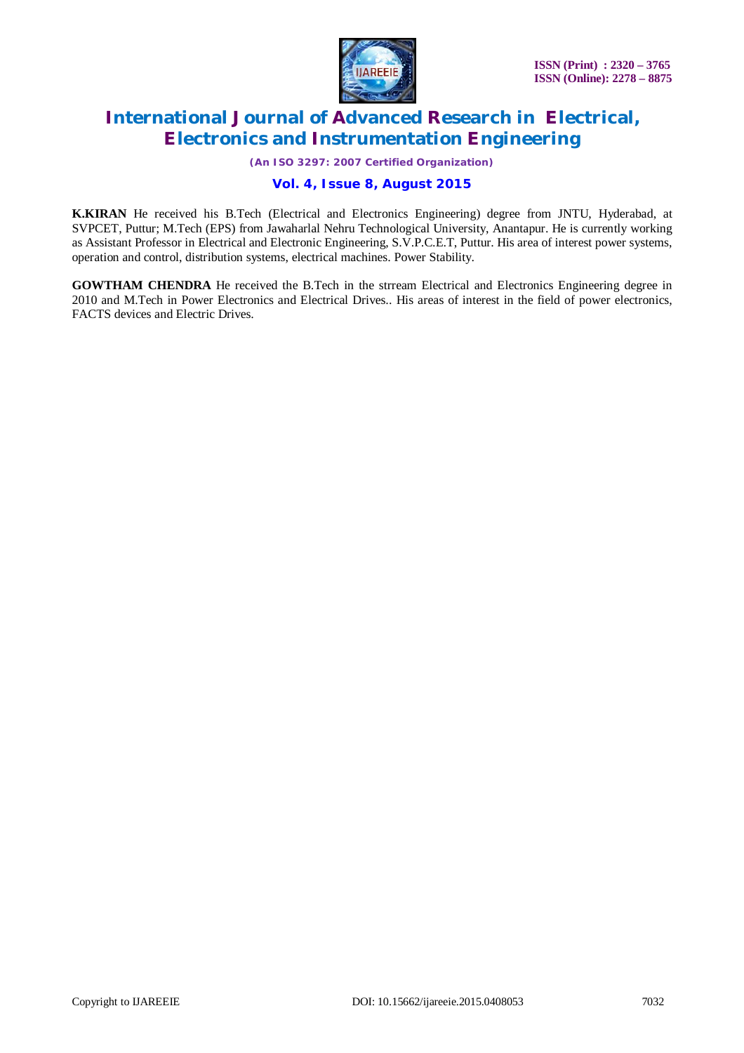**K.KIRAN** He received his B.Tech (Electrical and Electronics Engineering) degree from JNTU, Hyderabad, at SVPCET, Puttur; M.Tech (EPS) from Jawaharlal Nehru Technological University, Anantapur. He is currently working as Assistant Professor in Electrical and Electronic Engineering, S.V.P.C.E.T, Puttur. His area of interest power systems, operation and control, distribution systems, electrical machines. Power Stability.

**GOWTHAM CHENDRA** He received the B.Tech in the strream Electrical and Electronics Engineering degree in 2010 and M.Tech in Power Electronics and Electrical Drives.. His areas of interest in the field of power electronics, FACTS devices and Electric Drives.